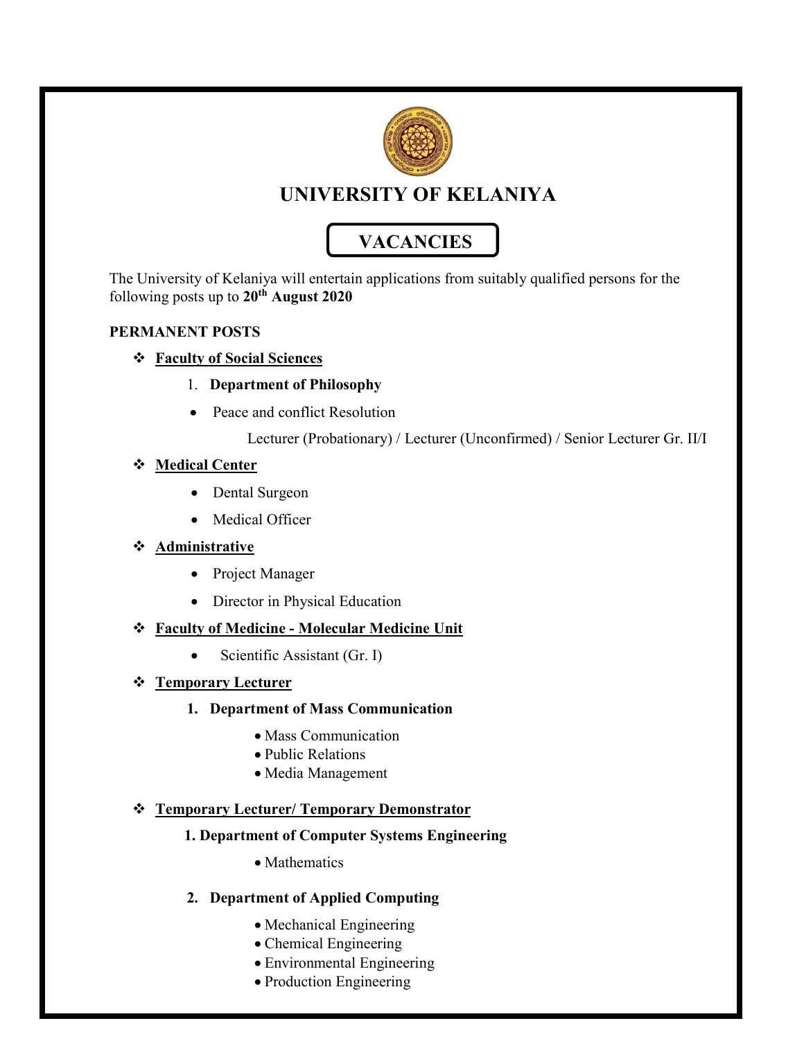# UNIVERSITY OF KELANIYA

## VACANCIES

The University of Kelaniya will entertain applications from suitably qualified persons for the following posts up to **20th August 2020**

**PERMANENT POSTS**

- **Faculty of Social Sciences**

  1. **Department of Philosophy**

     - Peace and conflict Resolution

       Lecturer (Probationary) / Lecturer (Unconfirmed) / Senior Lecturer Gr. II/I

- **Medical Center**

  - Dental Surgeon
  - Medical Officer

- **Administrative**

  - Project Manager
  - Director in Physical Education

- **Faculty of Medicine - Molecular Medicine Unit**

  - Scientific Assistant (Gr. I)

- **Temporary Lecturer**

  1. **Department of Mass Communication**

     - Mass Communication
     - Public Relations
     - Media Management

- **Temporary Lecturer/ Temporary Demonstrator**

  1. **Department of Computer Systems Engineering**

     - Mathematics

  2. **Department of Applied Computing**

     - Mechanical Engineering
     - Chemical Engineering
     - Environmental Engineering
     - Production Engineering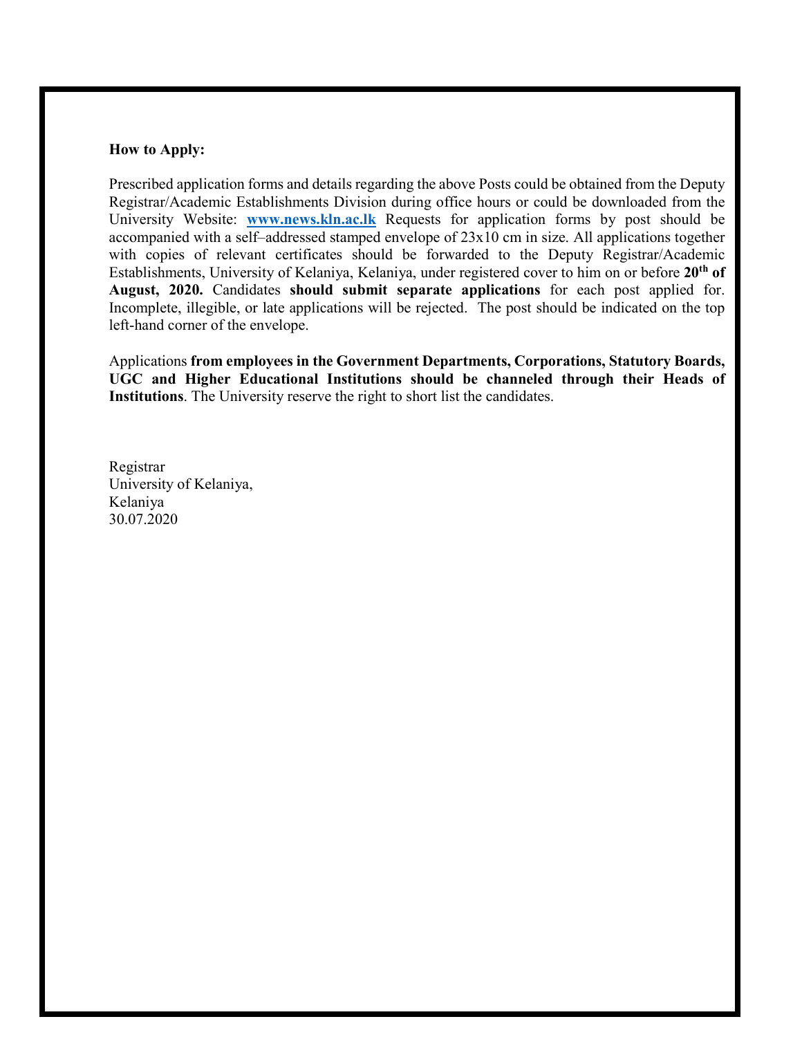**How to Apply:**

Prescribed application forms and details regarding the above Posts could be obtained from the Deputy Registrar/Academic Establishments Division during office hours or could be downloaded from the University Website: **www.news.kln.ac.lk** Requests for application forms by post should be accompanied with a self–addressed stamped envelope of 23x10 cm in size. All applications together with copies of relevant certificates should be forwarded to the Deputy Registrar/Academic Establishments, University of Kelaniya, Kelaniya, under registered cover to him on or before **20th of August, 2020.** Candidates **should submit separate applications** for each post applied for. Incomplete, illegible, or late applications will be rejected. The post should be indicated on the top left-hand corner of the envelope.

Applications **from employees in the Government Departments, Corporations, Statutory Boards, UGC and Higher Educational Institutions should be channeled through their Heads of Institutions**. The University reserve the right to short list the candidates.

Registrar
University of Kelaniya,
Kelaniya
30.07.2020